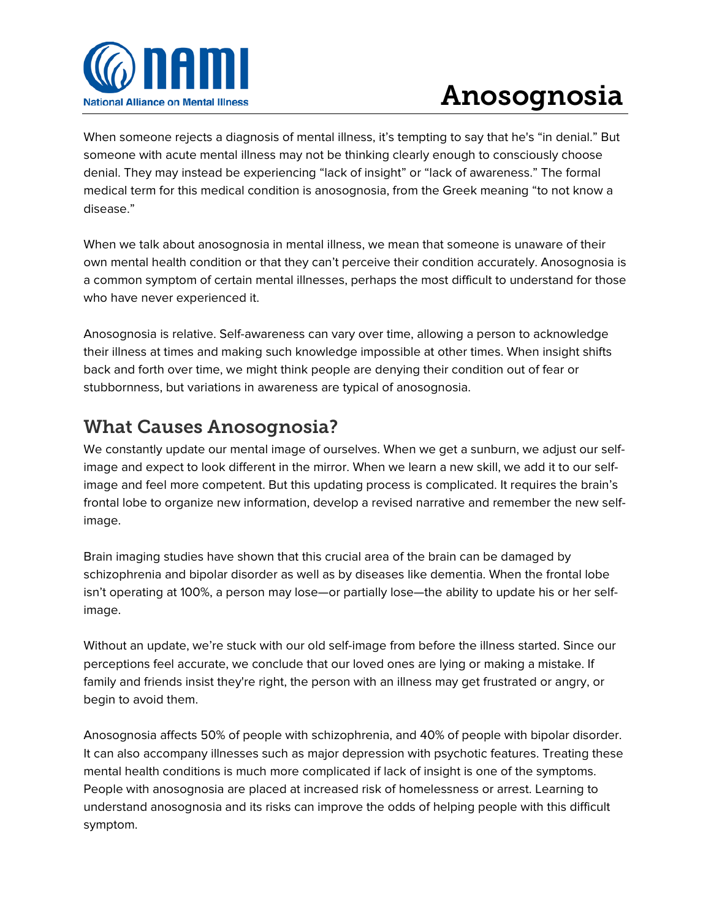# Anosognosia

When someone rejects a diagnosis of mental illness, it's tempting to say that he's "in denial." But someone with acute mental illness may not be thinking clearly enough to consciously choose denial. They may instead be experiencing "lack of insight" or "lack of awareness." The formal medical term for this medical condition is anosognosia, from the Greek meaning "to not know a disease."

When we talk about anosognosia in mental illness, we mean that someone is unaware of their own mental health condition or that they can't perceive their condition accurately. Anosognosia is a common symptom of certain mental illnesses, perhaps the most difficult to understand for those who have never experienced it.

Anosognosia is relative. Self-awareness can vary over time, allowing a person to acknowledge their illness at times and making such knowledge impossible at other times. When insight shifts back and forth over time, we might think people are denying their condition out of fear or stubbornness, but variations in awareness are typical of anosognosia.

## What Causes Anosognosia?

We constantly update our mental image of ourselves. When we get a sunburn, we adjust our self-image and expect to look different in the mirror. When we learn a new skill, we add it to our self-image and feel more competent. But this updating process is complicated. It requires the brain's frontal lobe to organize new information, develop a revised narrative and remember the new self-image.

Brain imaging studies have shown that this crucial area of the brain can be damaged by schizophrenia and bipolar disorder as well as by diseases like dementia. When the frontal lobe isn't operating at 100%, a person may lose—or partially lose—the ability to update his or her self-image.

Without an update, we're stuck with our old self-image from before the illness started. Since our perceptions feel accurate, we conclude that our loved ones are lying or making a mistake. If family and friends insist they're right, the person with an illness may get frustrated or angry, or begin to avoid them.

Anosognosia affects 50% of people with schizophrenia, and 40% of people with bipolar disorder. It can also accompany illnesses such as major depression with psychotic features. Treating these mental health conditions is much more complicated if lack of insight is one of the symptoms. People with anosognosia are placed at increased risk of homelessness or arrest. Learning to understand anosognosia and its risks can improve the odds of helping people with this difficult symptom.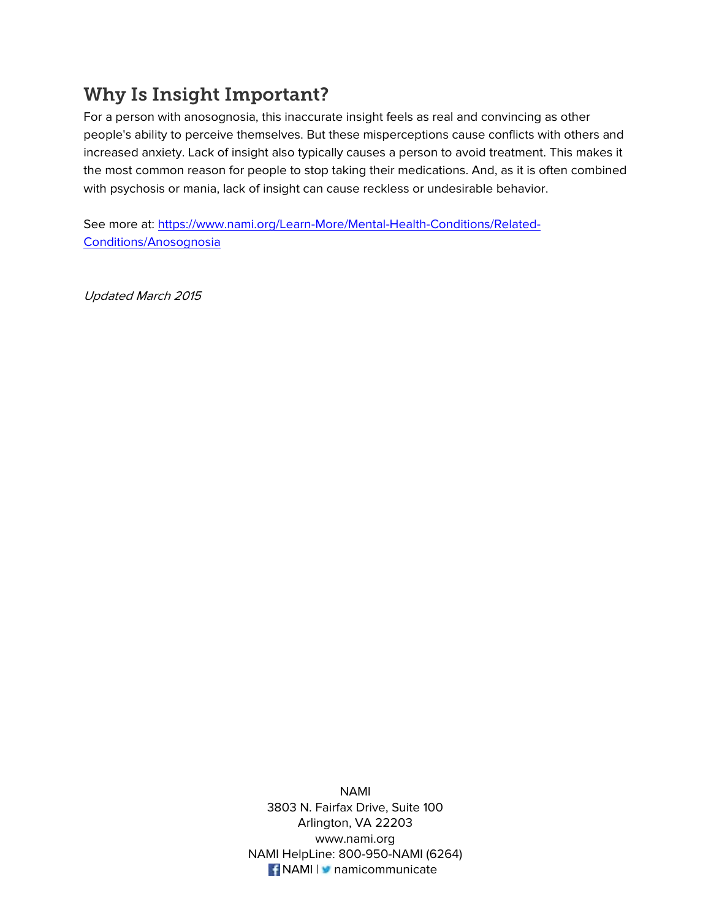## Why Is Insight Important?

For a person with anosognosia, this inaccurate insight feels as real and convincing as other people's ability to perceive themselves. But these misperceptions cause conflicts with others and increased anxiety. Lack of insight also typically causes a person to avoid treatment. This makes it the most common reason for people to stop taking their medications. And, as it is often combined with psychosis or mania, lack of insight can cause reckless or undesirable behavior.

See more at: [https://www.nami.org/Learn-More/Mental-Health-Conditions/Related-Conditions/Anosognosia](https://www.nami.org/Learn-More/Mental-Health-Conditions/Related-Conditions/Anosognosia)

*Updated March 2015*

NAMI
3803 N. Fairfax Drive, Suite 100
Arlington, VA 22203
www.nami.org
NAMI HelpLine: 800-950-NAMI (6264)
NAMI | namicommunicate